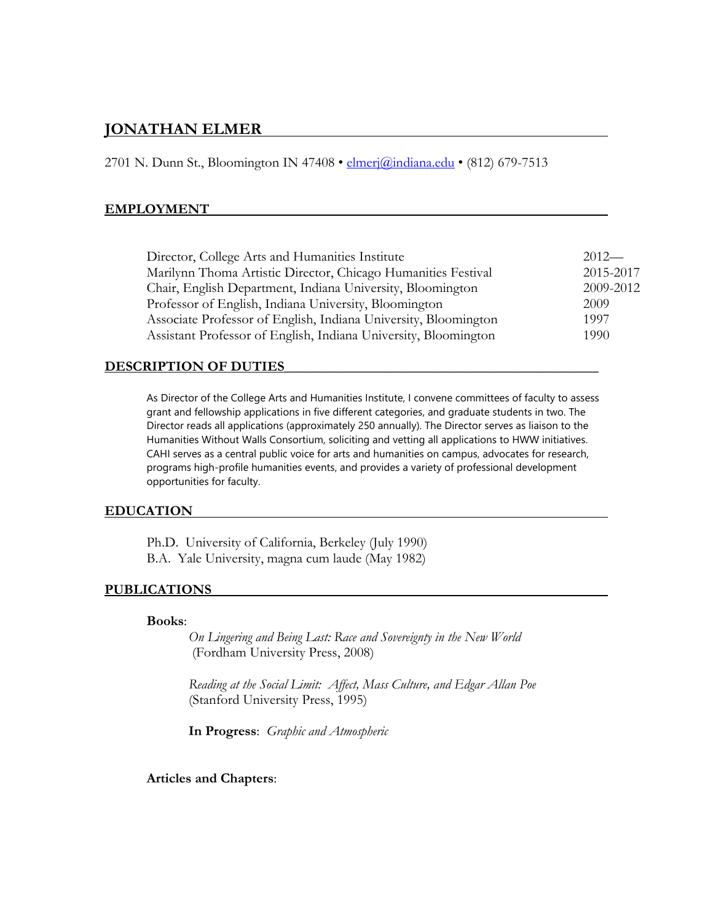# JONATHAN ELMER

2701 N. Dunn St., Bloomington IN 47408 • elmerj@indiana.edu • (812) 679-7513

## EMPLOYMENT

| | |
|---|---|
| Director, College Arts and Humanities Institute | 2012— |
| Marilynn Thoma Artistic Director, Chicago Humanities Festival | 2015-2017 |
| Chair, English Department, Indiana University, Bloomington | 2009-2012 |
| Professor of English, Indiana University, Bloomington | 2009 |
| Associate Professor of English, Indiana University, Bloomington | 1997 |
| Assistant Professor of English, Indiana University, Bloomington | 1990 |

## DESCRIPTION OF DUTIES

As Director of the College Arts and Humanities Institute, I convene committees of faculty to assess grant and fellowship applications in five different categories, and graduate students in two. The Director reads all applications (approximately 250 annually). The Director serves as liaison to the Humanities Without Walls Consortium, soliciting and vetting all applications to HWW initiatives. CAHI serves as a central public voice for arts and humanities on campus, advocates for research, programs high-profile humanities events, and provides a variety of professional development opportunities for faculty.

## EDUCATION

Ph.D. University of California, Berkeley (July 1990)
B.A. Yale University, magna cum laude (May 1982)

## PUBLICATIONS

**Books**:

*On Lingering and Being Last: Race and Sovereignty in the New World* (Fordham University Press, 2008)

*Reading at the Social Limit: Affect, Mass Culture, and Edgar Allan Poe* (Stanford University Press, 1995)

**In Progress**: *Graphic and Atmospheric*

**Articles and Chapters**: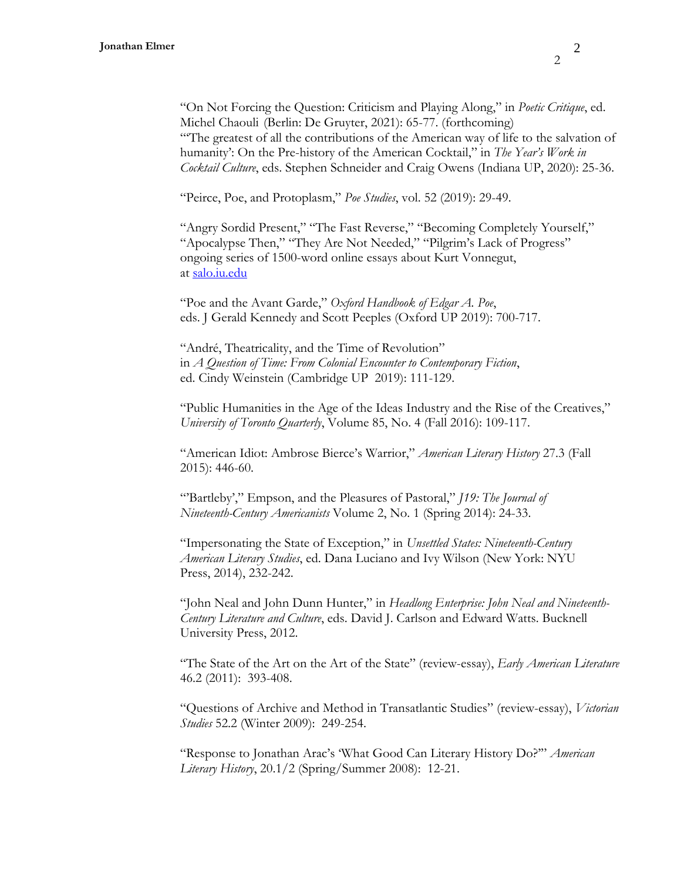"On Not Forcing the Question: Criticism and Playing Along," in *Poetic Critique*, ed. Michel Chaouli (Berlin: De Gruyter, 2021): 65-77. (forthcoming)
"'The greatest of all the contributions of the American way of life to the salvation of humanity': On the Pre-history of the American Cocktail," in *The Year's Work in Cocktail Culture*, eds. Stephen Schneider and Craig Owens (Indiana UP, 2020): 25-36.

"Peirce, Poe, and Protoplasm," *Poe Studies*, vol. 52 (2019): 29-49.

"Angry Sordid Present," "The Fast Reverse," "Becoming Completely Yourself," "Apocalypse Then," "They Are Not Needed," "Pilgrim's Lack of Progress" ongoing series of 1500-word online essays about Kurt Vonnegut, at [salo.iu.edu](salo.iu.edu)

"Poe and the Avant Garde," *Oxford Handbook of Edgar A. Poe*, eds. J Gerald Kennedy and Scott Peeples (Oxford UP 2019): 700-717.

"André, Theatricality, and the Time of Revolution" in *A Question of Time: From Colonial Encounter to Contemporary Fiction*, ed. Cindy Weinstein (Cambridge UP 2019): 111-129.

"Public Humanities in the Age of the Ideas Industry and the Rise of the Creatives," *University of Toronto Quarterly*, Volume 85, No. 4 (Fall 2016): 109-117.

"American Idiot: Ambrose Bierce's Warrior," *American Literary History* 27.3 (Fall 2015): 446-60.

"'Bartleby'," Empson, and the Pleasures of Pastoral," *J19: The Journal of Nineteenth-Century Americanists* Volume 2, No. 1 (Spring 2014): 24-33.

"Impersonating the State of Exception," in *Unsettled States: Nineteenth-Century American Literary Studies*, ed. Dana Luciano and Ivy Wilson (New York: NYU Press, 2014), 232-242.

"John Neal and John Dunn Hunter," in *Headlong Enterprise: John Neal and Nineteenth-Century Literature and Culture*, eds. David J. Carlson and Edward Watts. Bucknell University Press, 2012.

"The State of the Art on the Art of the State" (review-essay), *Early American Literature* 46.2 (2011): 393-408.

"Questions of Archive and Method in Transatlantic Studies" (review-essay), *Victorian Studies* 52.2 (Winter 2009): 249-254.

"Response to Jonathan Arac's 'What Good Can Literary History Do?'" *American Literary History*, 20.1/2 (Spring/Summer 2008): 12-21.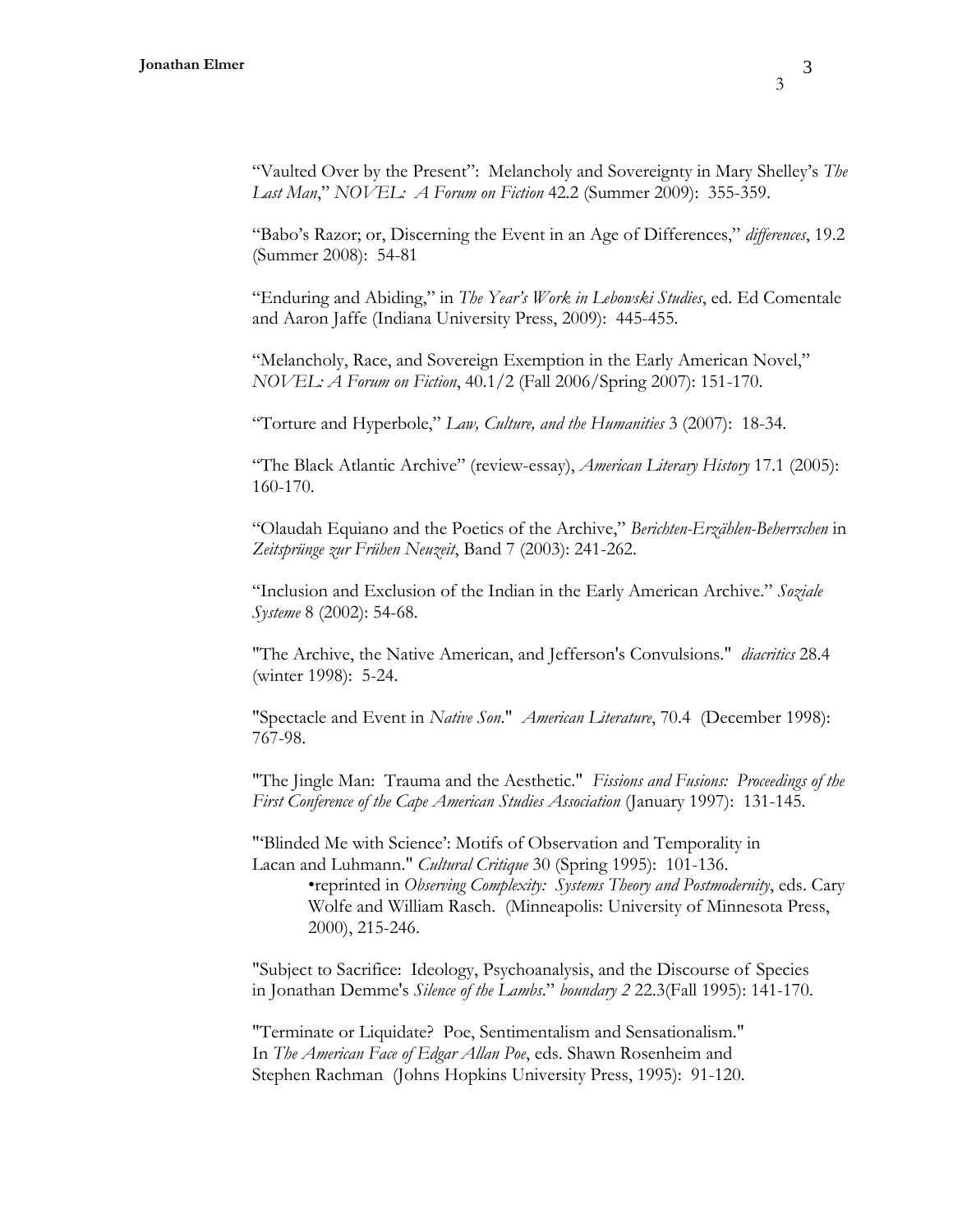"Vaulted Over by the Present": Melancholy and Sovereignty in Mary Shelley's *The Last Man*," *NOVEL: A Forum on Fiction* 42.2 (Summer 2009): 355-359.

"Babo's Razor; or, Discerning the Event in an Age of Differences," *differences*, 19.2 (Summer 2008): 54-81

"Enduring and Abiding," in *The Year's Work in Lebowski Studies*, ed. Ed Comentale and Aaron Jaffe (Indiana University Press, 2009): 445-455.

"Melancholy, Race, and Sovereign Exemption in the Early American Novel," *NOVEL: A Forum on Fiction*, 40.1/2 (Fall 2006/Spring 2007): 151-170.

"Torture and Hyperbole," *Law, Culture, and the Humanities* 3 (2007): 18-34.

"The Black Atlantic Archive" (review-essay), *American Literary History* 17.1 (2005): 160-170.

"Olaudah Equiano and the Poetics of the Archive," *Berichten-Erzählen-Beherrschen* in *Zeitsprünge zur Frühen Neuzeit*, Band 7 (2003): 241-262.

"Inclusion and Exclusion of the Indian in the Early American Archive." *Soziale Systeme* 8 (2002): 54-68.

"The Archive, the Native American, and Jefferson's Convulsions." *diacritics* 28.4 (winter 1998): 5-24.

"Spectacle and Event in *Native Son*." *American Literature*, 70.4 (December 1998): 767-98.

"The Jingle Man: Trauma and the Aesthetic." *Fissions and Fusions: Proceedings of the First Conference of the Cape American Studies Association* (January 1997): 131-145.

"'Blinded Me with Science': Motifs of Observation and Temporality in Lacan and Luhmann." *Cultural Critique* 30 (Spring 1995): 101-136.

- reprinted in *Observing Complexity: Systems Theory and Postmodernity*, eds. Cary Wolfe and William Rasch. (Minneapolis: University of Minnesota Press, 2000), 215-246.

"Subject to Sacrifice: Ideology, Psychoanalysis, and the Discourse of Species in Jonathan Demme's *Silence of the Lambs*." *boundary 2* 22.3(Fall 1995): 141-170.

"Terminate or Liquidate? Poe, Sentimentalism and Sensationalism." In *The American Face of Edgar Allan Poe*, eds. Shawn Rosenheim and Stephen Rachman (Johns Hopkins University Press, 1995): 91-120.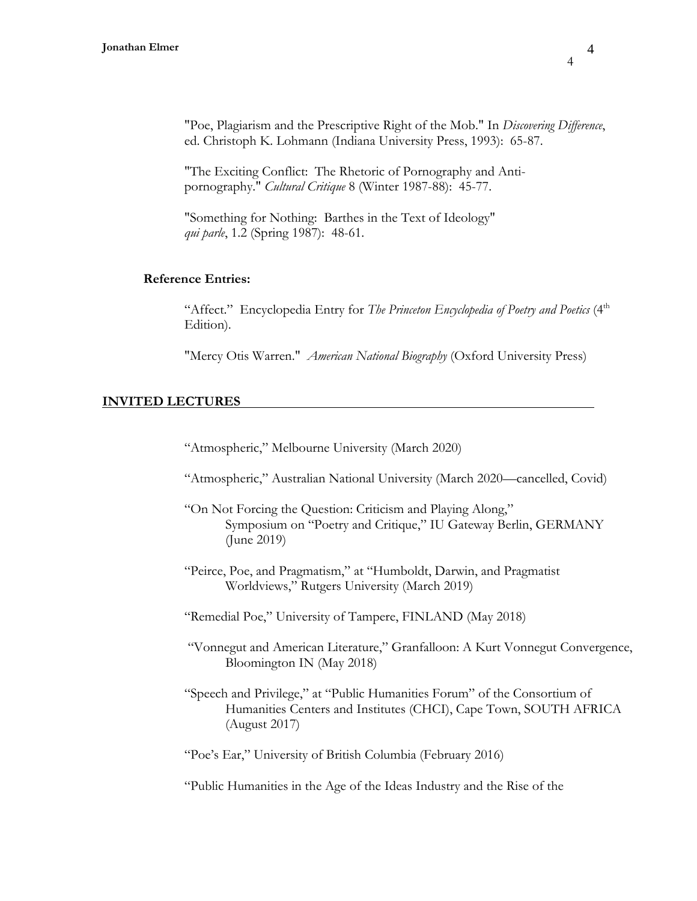"Poe, Plagiarism and the Prescriptive Right of the Mob." In *Discovering Difference*, ed. Christoph K. Lohmann (Indiana University Press, 1993): 65-87.

"The Exciting Conflict: The Rhetoric of Pornography and Anti-pornography." *Cultural Critique* 8 (Winter 1987-88): 45-77.

"Something for Nothing: Barthes in the Text of Ideology" *qui parle*, 1.2 (Spring 1987): 48-61.

### Reference Entries:

"Affect." Encyclopedia Entry for *The Princeton Encyclopedia of Poetry and Poetics* (4th Edition).

"Mercy Otis Warren." *American National Biography* (Oxford University Press)

## INVITED LECTURES

"Atmospheric," Melbourne University (March 2020)

"Atmospheric," Australian National University (March 2020—cancelled, Covid)

"On Not Forcing the Question: Criticism and Playing Along," Symposium on "Poetry and Critique," IU Gateway Berlin, GERMANY (June 2019)

"Peirce, Poe, and Pragmatism," at "Humboldt, Darwin, and Pragmatist Worldviews," Rutgers University (March 2019)

"Remedial Poe," University of Tampere, FINLAND (May 2018)

"Vonnegut and American Literature," Granfalloon: A Kurt Vonnegut Convergence, Bloomington IN (May 2018)

"Speech and Privilege," at "Public Humanities Forum" of the Consortium of Humanities Centers and Institutes (CHCI), Cape Town, SOUTH AFRICA (August 2017)

"Poe's Ear," University of British Columbia (February 2016)

"Public Humanities in the Age of the Ideas Industry and the Rise of the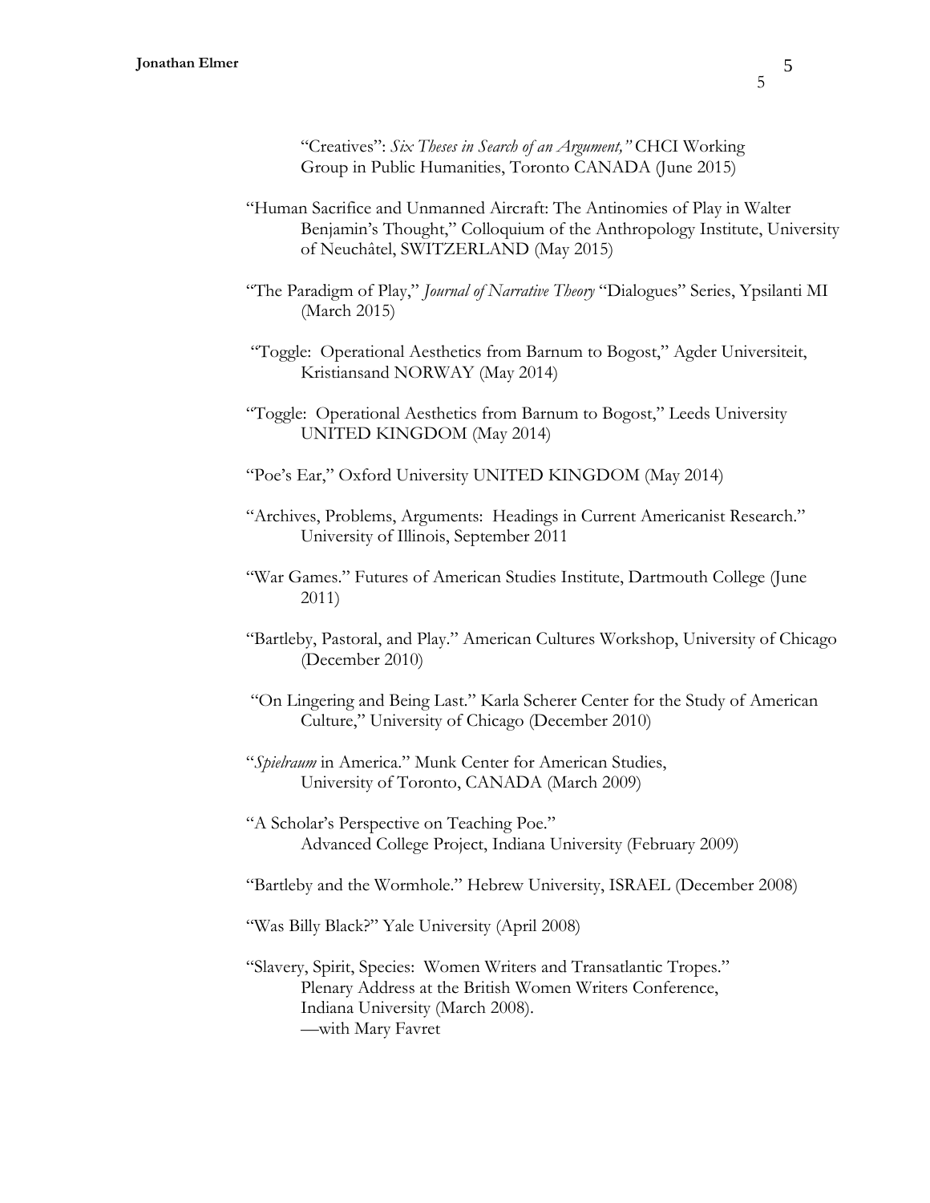"Creatives": *Six Theses in Search of an Argument,"* CHCI Working Group in Public Humanities, Toronto CANADA (June 2015)

"Human Sacrifice and Unmanned Aircraft: The Antinomies of Play in Walter Benjamin's Thought," Colloquium of the Anthropology Institute, University of Neuchâtel, SWITZERLAND (May 2015)

"The Paradigm of Play," *Journal of Narrative Theory* "Dialogues" Series, Ypsilanti MI (March 2015)

"Toggle: Operational Aesthetics from Barnum to Bogost," Agder Universiteit, Kristiansand NORWAY (May 2014)

"Toggle: Operational Aesthetics from Barnum to Bogost," Leeds University UNITED KINGDOM (May 2014)

"Poe's Ear," Oxford University UNITED KINGDOM (May 2014)

"Archives, Problems, Arguments: Headings in Current Americanist Research." University of Illinois, September 2011

"War Games." Futures of American Studies Institute, Dartmouth College (June 2011)

"Bartleby, Pastoral, and Play." American Cultures Workshop, University of Chicago (December 2010)

"On Lingering and Being Last." Karla Scherer Center for the Study of American Culture," University of Chicago (December 2010)

"*Spielraum* in America." Munk Center for American Studies, University of Toronto, CANADA (March 2009)

"A Scholar's Perspective on Teaching Poe." Advanced College Project, Indiana University (February 2009)

"Bartleby and the Wormhole." Hebrew University, ISRAEL (December 2008)

"Was Billy Black?" Yale University (April 2008)

"Slavery, Spirit, Species: Women Writers and Transatlantic Tropes." Plenary Address at the British Women Writers Conference, Indiana University (March 2008).
—with Mary Favret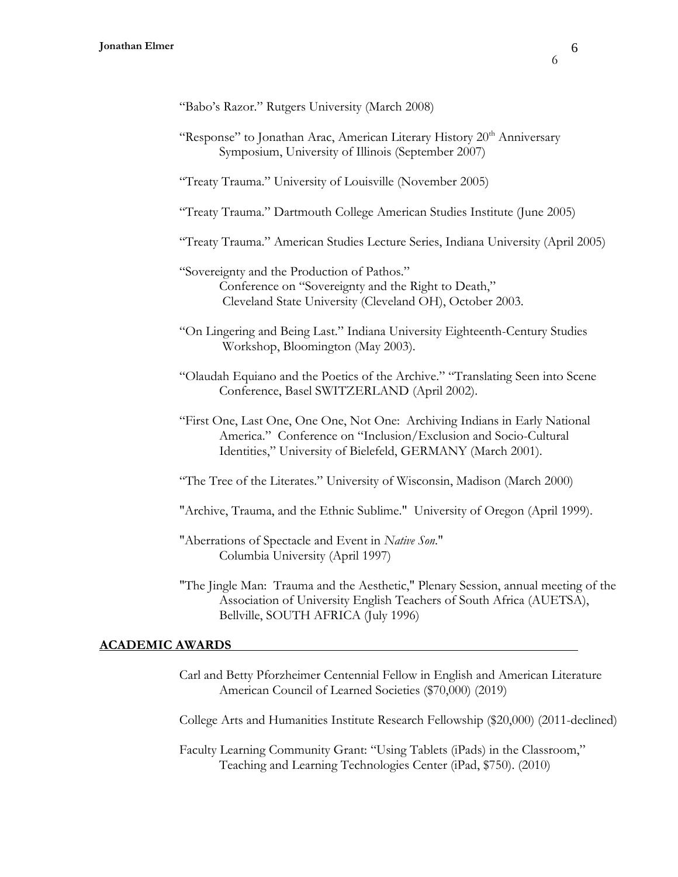"Babo's Razor." Rutgers University (March 2008)

"Response" to Jonathan Arac, American Literary History 20th Anniversary Symposium, University of Illinois (September 2007)

"Treaty Trauma." University of Louisville (November 2005)

"Treaty Trauma." Dartmouth College American Studies Institute (June 2005)

"Treaty Trauma." American Studies Lecture Series, Indiana University (April 2005)

"Sovereignty and the Production of Pathos." Conference on "Sovereignty and the Right to Death," Cleveland State University (Cleveland OH), October 2003.

"On Lingering and Being Last." Indiana University Eighteenth-Century Studies Workshop, Bloomington (May 2003).

"Olaudah Equiano and the Poetics of the Archive." "Translating Seen into Scene Conference, Basel SWITZERLAND (April 2002).

"First One, Last One, One One, Not One: Archiving Indians in Early National America." Conference on "Inclusion/Exclusion and Socio-Cultural Identities," University of Bielefeld, GERMANY (March 2001).

"The Tree of the Literates." University of Wisconsin, Madison (March 2000)

"Archive, Trauma, and the Ethnic Sublime." University of Oregon (April 1999).

"Aberrations of Spectacle and Event in *Native Son*." Columbia University (April 1997)

"The Jingle Man: Trauma and the Aesthetic," Plenary Session, annual meeting of the Association of University English Teachers of South Africa (AUETSA), Bellville, SOUTH AFRICA (July 1996)

## ACADEMIC AWARDS

Carl and Betty Pforzheimer Centennial Fellow in English and American Literature American Council of Learned Societies ($70,000) (2019)

College Arts and Humanities Institute Research Fellowship ($20,000) (2011-declined)

Faculty Learning Community Grant: "Using Tablets (iPads) in the Classroom," Teaching and Learning Technologies Center (iPad, $750). (2010)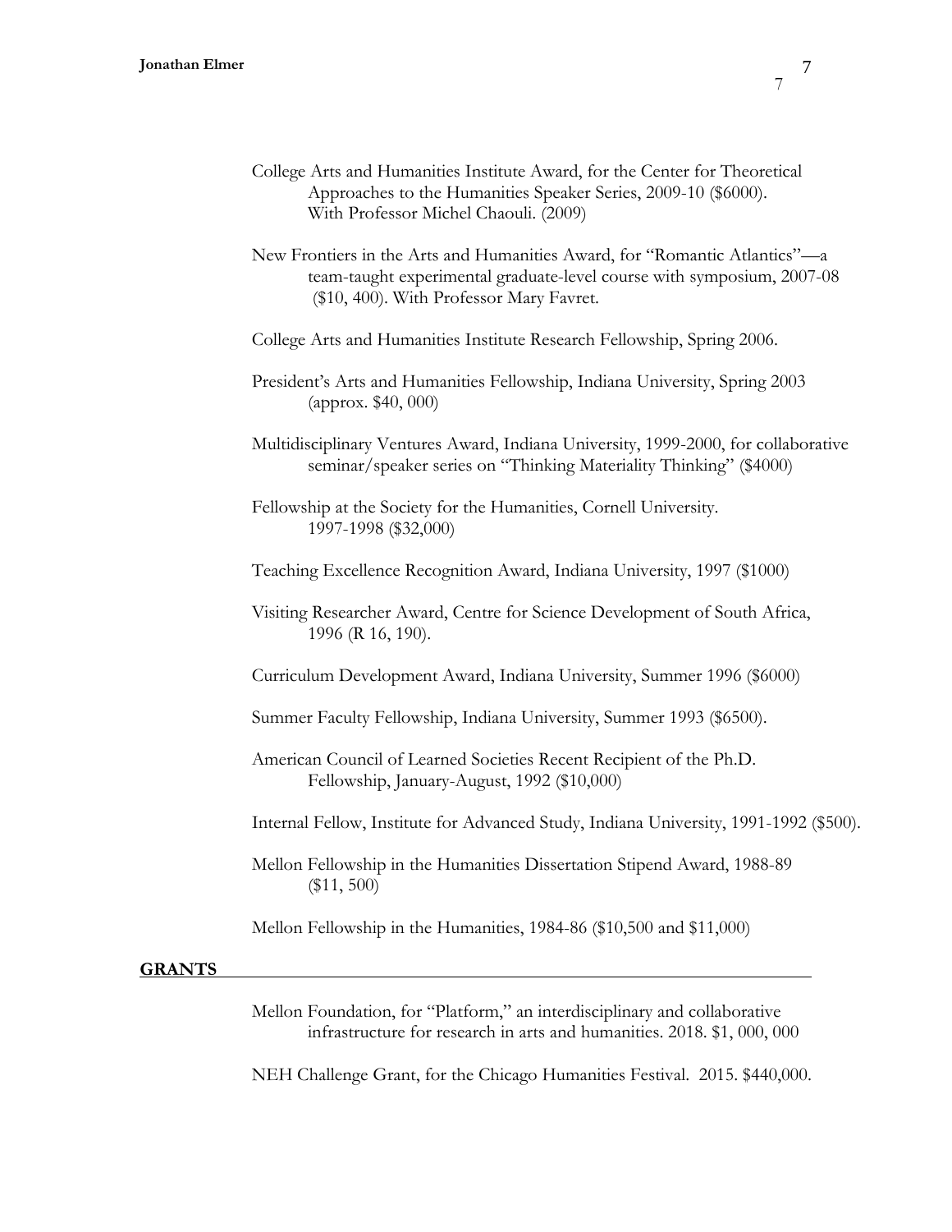College Arts and Humanities Institute Award, for the Center for Theoretical Approaches to the Humanities Speaker Series, 2009-10 ($6000). With Professor Michel Chaouli. (2009)

New Frontiers in the Arts and Humanities Award, for "Romantic Atlantics"—a team-taught experimental graduate-level course with symposium, 2007-08 ($10, 400). With Professor Mary Favret.

College Arts and Humanities Institute Research Fellowship, Spring 2006.

President's Arts and Humanities Fellowship, Indiana University, Spring 2003 (approx. $40, 000)

Multidisciplinary Ventures Award, Indiana University, 1999-2000, for collaborative seminar/speaker series on "Thinking Materiality Thinking" ($4000)

Fellowship at the Society for the Humanities, Cornell University. 1997-1998 ($32,000)

Teaching Excellence Recognition Award, Indiana University, 1997 ($1000)

Visiting Researcher Award, Centre for Science Development of South Africa, 1996 (R 16, 190).

Curriculum Development Award, Indiana University, Summer 1996 ($6000)

Summer Faculty Fellowship, Indiana University, Summer 1993 ($6500).

American Council of Learned Societies Recent Recipient of the Ph.D. Fellowship, January-August, 1992 ($10,000)

Internal Fellow, Institute for Advanced Study, Indiana University, 1991-1992 ($500).

Mellon Fellowship in the Humanities Dissertation Stipend Award, 1988-89 ($11, 500)

Mellon Fellowship in the Humanities, 1984-86 ($10,500 and $11,000)

## GRANTS

Mellon Foundation, for "Platform," an interdisciplinary and collaborative infrastructure for research in arts and humanities. 2018. $1, 000, 000

NEH Challenge Grant, for the Chicago Humanities Festival. 2015. $440,000.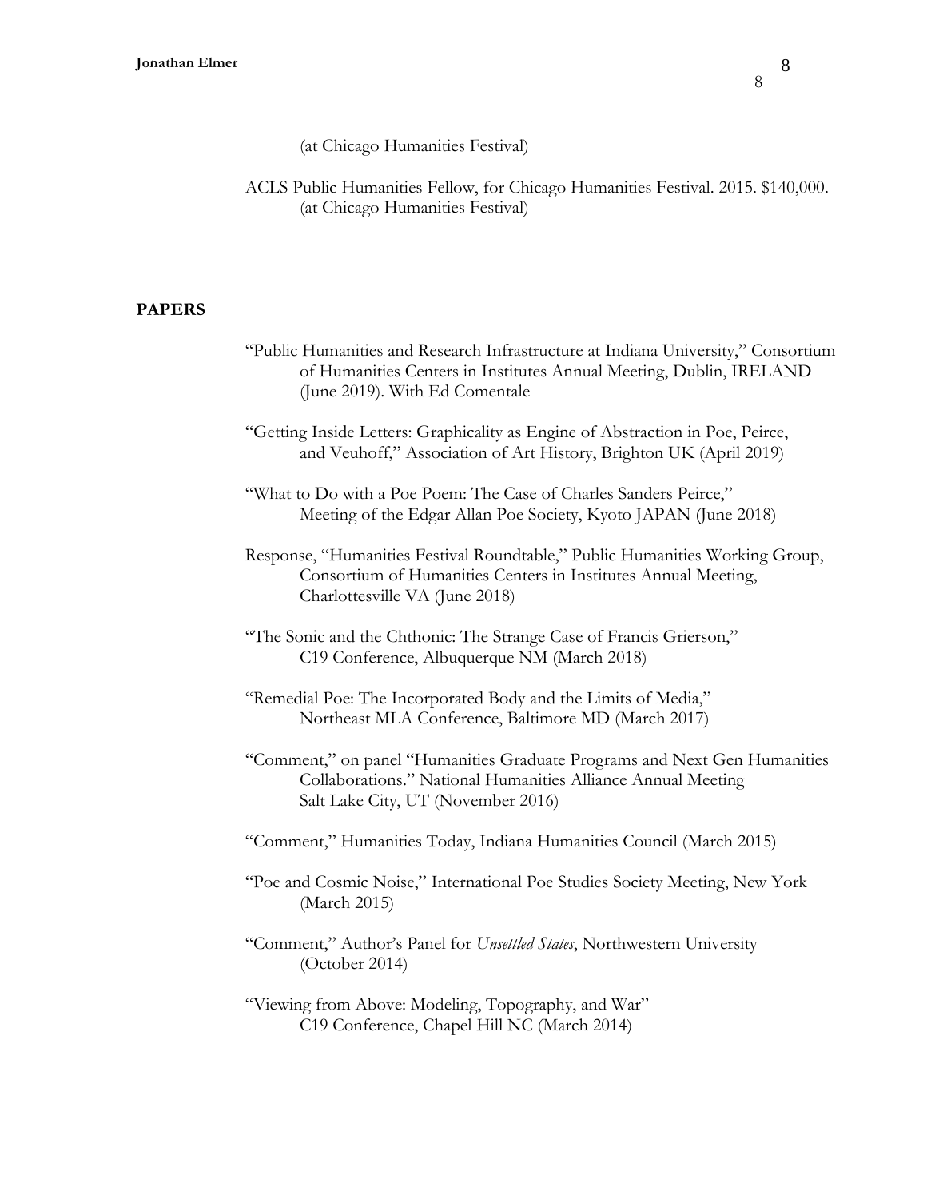(at Chicago Humanities Festival)

ACLS Public Humanities Fellow, for Chicago Humanities Festival. 2015. $140,000. (at Chicago Humanities Festival)

## PAPERS

"Public Humanities and Research Infrastructure at Indiana University," Consortium of Humanities Centers in Institutes Annual Meeting, Dublin, IRELAND (June 2019). With Ed Comentale

"Getting Inside Letters: Graphicality as Engine of Abstraction in Poe, Peirce, and Veuhoff," Association of Art History, Brighton UK (April 2019)

"What to Do with a Poe Poem: The Case of Charles Sanders Peirce," Meeting of the Edgar Allan Poe Society, Kyoto JAPAN (June 2018)

Response, "Humanities Festival Roundtable," Public Humanities Working Group, Consortium of Humanities Centers in Institutes Annual Meeting, Charlottesville VA (June 2018)

"The Sonic and the Chthonic: The Strange Case of Francis Grierson," C19 Conference, Albuquerque NM (March 2018)

"Remedial Poe: The Incorporated Body and the Limits of Media," Northeast MLA Conference, Baltimore MD (March 2017)

"Comment," on panel "Humanities Graduate Programs and Next Gen Humanities Collaborations." National Humanities Alliance Annual Meeting Salt Lake City, UT (November 2016)

"Comment," Humanities Today, Indiana Humanities Council (March 2015)

"Poe and Cosmic Noise," International Poe Studies Society Meeting, New York (March 2015)

"Comment," Author's Panel for *Unsettled States*, Northwestern University (October 2014)

"Viewing from Above: Modeling, Topography, and War" C19 Conference, Chapel Hill NC (March 2014)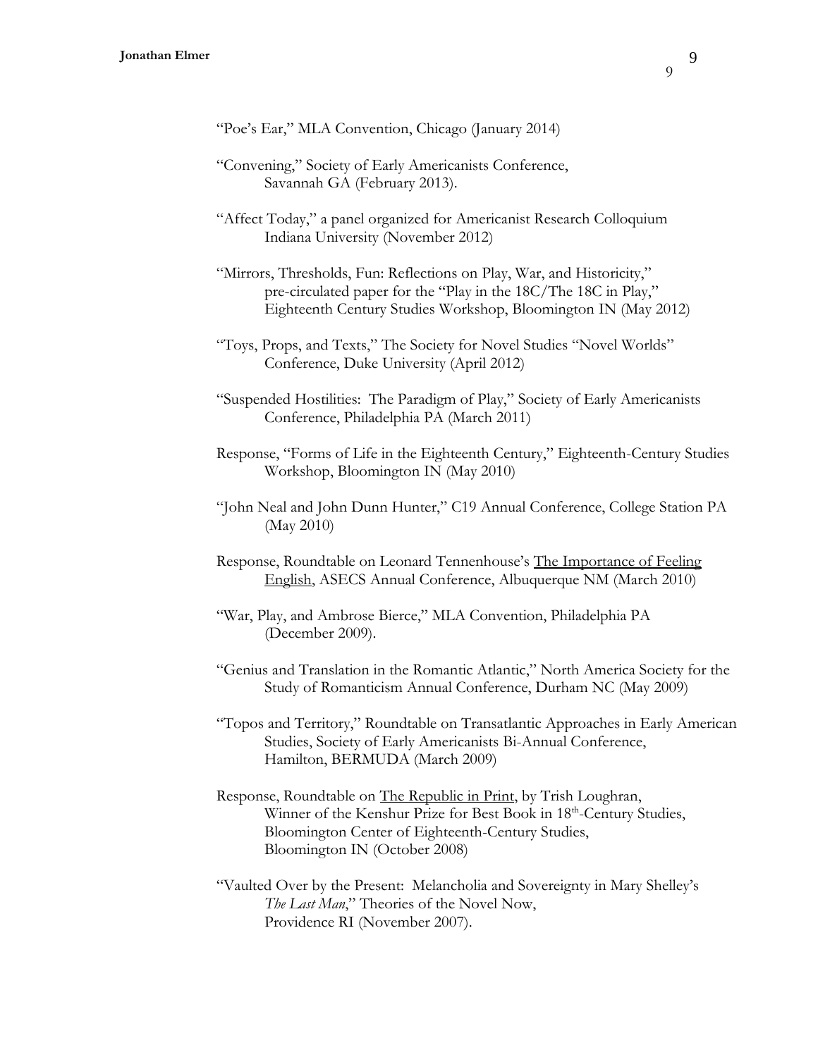"Poe's Ear," MLA Convention, Chicago (January 2014)

"Convening," Society of Early Americanists Conference, Savannah GA (February 2013).

"Affect Today," a panel organized for Americanist Research Colloquium Indiana University (November 2012)

"Mirrors, Thresholds, Fun: Reflections on Play, War, and Historicity," pre-circulated paper for the "Play in the 18C/The 18C in Play," Eighteenth Century Studies Workshop, Bloomington IN (May 2012)

"Toys, Props, and Texts," The Society for Novel Studies "Novel Worlds" Conference, Duke University (April 2012)

"Suspended Hostilities: The Paradigm of Play," Society of Early Americanists Conference, Philadelphia PA (March 2011)

Response, "Forms of Life in the Eighteenth Century," Eighteenth-Century Studies Workshop, Bloomington IN (May 2010)

"John Neal and John Dunn Hunter," C19 Annual Conference, College Station PA (May 2010)

Response, Roundtable on Leonard Tennenhouse's The Importance of Feeling English, ASECS Annual Conference, Albuquerque NM (March 2010)

"War, Play, and Ambrose Bierce," MLA Convention, Philadelphia PA (December 2009).

"Genius and Translation in the Romantic Atlantic," North America Society for the Study of Romanticism Annual Conference, Durham NC (May 2009)

"Topos and Territory," Roundtable on Transatlantic Approaches in Early American Studies, Society of Early Americanists Bi-Annual Conference, Hamilton, BERMUDA (March 2009)

Response, Roundtable on The Republic in Print, by Trish Loughran, Winner of the Kenshur Prize for Best Book in 18th-Century Studies, Bloomington Center of Eighteenth-Century Studies, Bloomington IN (October 2008)

"Vaulted Over by the Present: Melancholia and Sovereignty in Mary Shelley's *The Last Man*," Theories of the Novel Now, Providence RI (November 2007).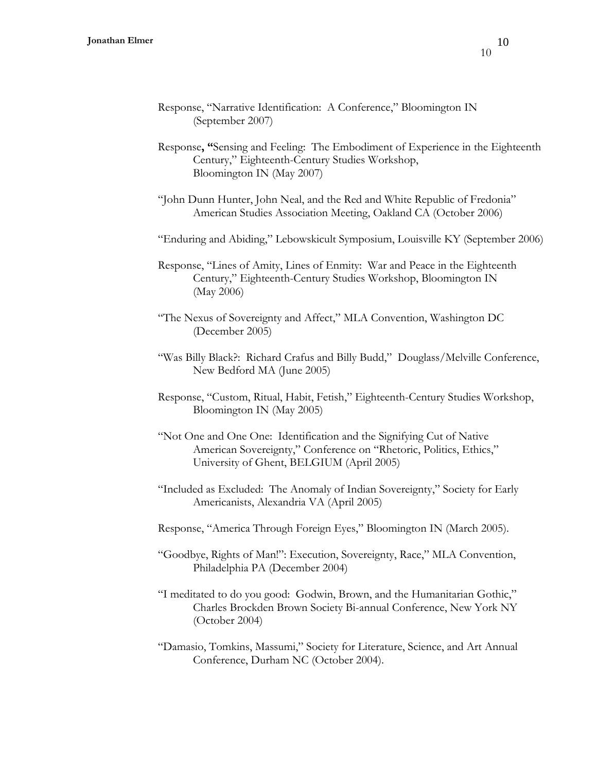Response, "Narrative Identification: A Conference," Bloomington IN (September 2007)

Response, "Sensing and Feeling: The Embodiment of Experience in the Eighteenth Century," Eighteenth-Century Studies Workshop, Bloomington IN (May 2007)

"John Dunn Hunter, John Neal, and the Red and White Republic of Fredonia" American Studies Association Meeting, Oakland CA (October 2006)

"Enduring and Abiding," Lebowskicult Symposium, Louisville KY (September 2006)

Response, "Lines of Amity, Lines of Enmity: War and Peace in the Eighteenth Century," Eighteenth-Century Studies Workshop, Bloomington IN (May 2006)

"The Nexus of Sovereignty and Affect," MLA Convention, Washington DC (December 2005)

"Was Billy Black?: Richard Crafus and Billy Budd," Douglass/Melville Conference, New Bedford MA (June 2005)

Response, "Custom, Ritual, Habit, Fetish," Eighteenth-Century Studies Workshop, Bloomington IN (May 2005)

"Not One and One One: Identification and the Signifying Cut of Native American Sovereignty," Conference on "Rhetoric, Politics, Ethics," University of Ghent, BELGIUM (April 2005)

"Included as Excluded: The Anomaly of Indian Sovereignty," Society for Early Americanists, Alexandria VA (April 2005)

Response, "America Through Foreign Eyes," Bloomington IN (March 2005).

"Goodbye, Rights of Man!": Execution, Sovereignty, Race," MLA Convention, Philadelphia PA (December 2004)

"I meditated to do you good: Godwin, Brown, and the Humanitarian Gothic," Charles Brockden Brown Society Bi-annual Conference, New York NY (October 2004)

"Damasio, Tomkins, Massumi," Society for Literature, Science, and Art Annual Conference, Durham NC (October 2004).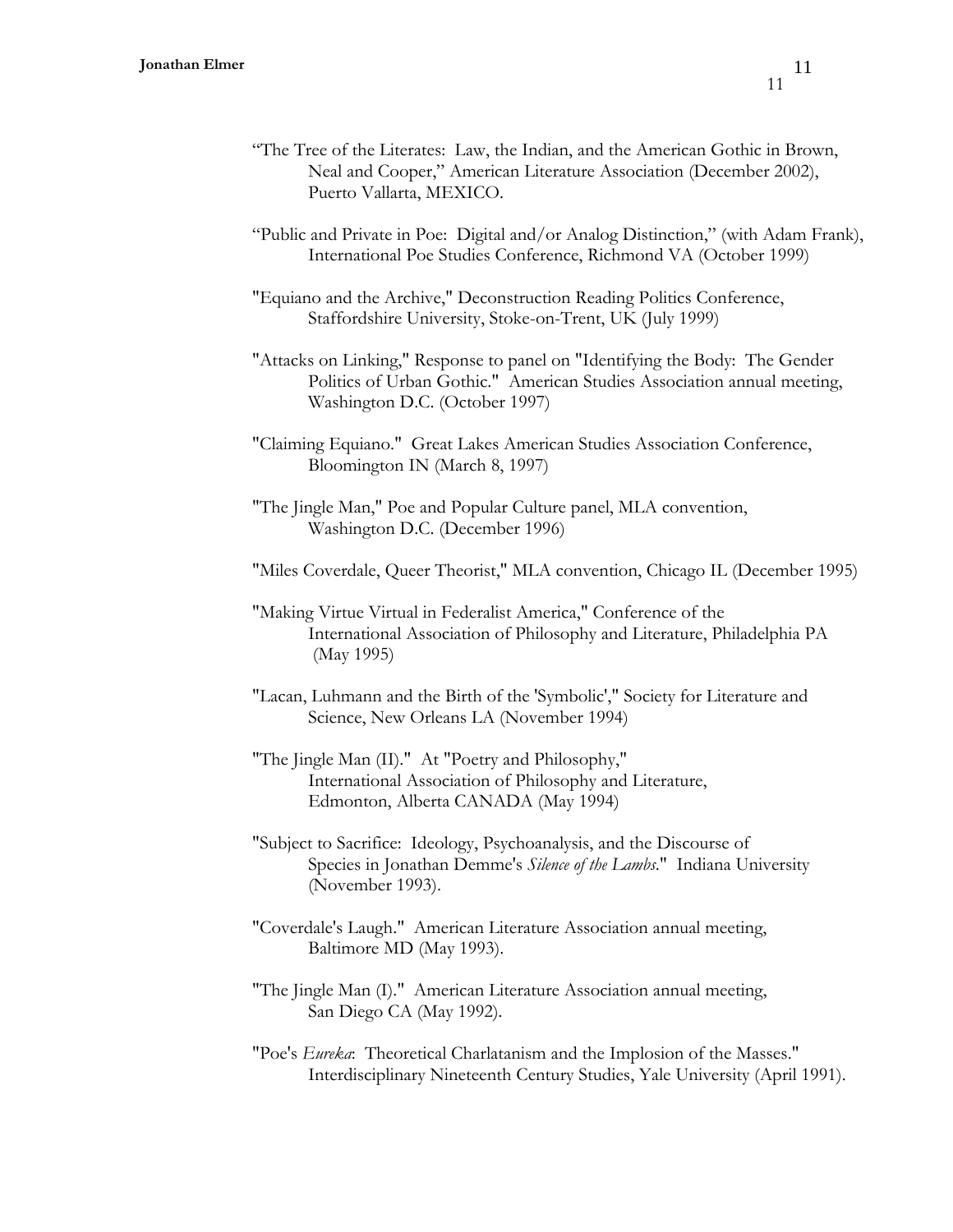"The Tree of the Literates: Law, the Indian, and the American Gothic in Brown, Neal and Cooper," American Literature Association (December 2002), Puerto Vallarta, MEXICO.

"Public and Private in Poe: Digital and/or Analog Distinction," (with Adam Frank), International Poe Studies Conference, Richmond VA (October 1999)

"Equiano and the Archive," Deconstruction Reading Politics Conference, Staffordshire University, Stoke-on-Trent, UK (July 1999)

"Attacks on Linking," Response to panel on "Identifying the Body: The Gender Politics of Urban Gothic." American Studies Association annual meeting, Washington D.C. (October 1997)

"Claiming Equiano." Great Lakes American Studies Association Conference, Bloomington IN (March 8, 1997)

"The Jingle Man," Poe and Popular Culture panel, MLA convention, Washington D.C. (December 1996)

"Miles Coverdale, Queer Theorist," MLA convention, Chicago IL (December 1995)

"Making Virtue Virtual in Federalist America," Conference of the International Association of Philosophy and Literature, Philadelphia PA (May 1995)

"Lacan, Luhmann and the Birth of the 'Symbolic'," Society for Literature and Science, New Orleans LA (November 1994)

"The Jingle Man (II)." At "Poetry and Philosophy," International Association of Philosophy and Literature, Edmonton, Alberta CANADA (May 1994)

"Subject to Sacrifice: Ideology, Psychoanalysis, and the Discourse of Species in Jonathan Demme's *Silence of the Lambs*." Indiana University (November 1993).

"Coverdale's Laugh." American Literature Association annual meeting, Baltimore MD (May 1993).

"The Jingle Man (I)." American Literature Association annual meeting, San Diego CA (May 1992).

"Poe's *Eureka*: Theoretical Charlatanism and the Implosion of the Masses." Interdisciplinary Nineteenth Century Studies, Yale University (April 1991).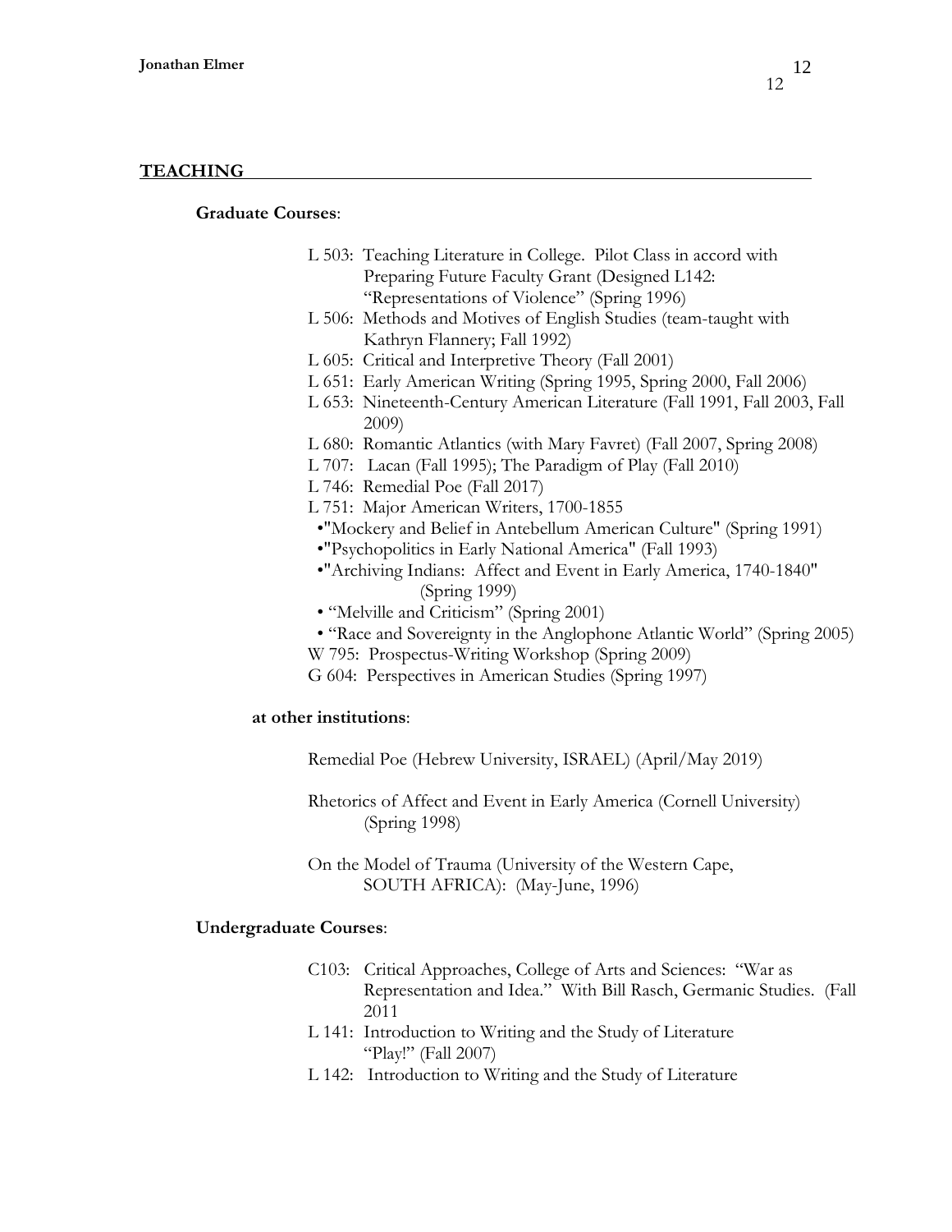## TEACHING

### Graduate Courses:

- L 503: Teaching Literature in College. Pilot Class in accord with Preparing Future Faculty Grant (Designed L142: "Representations of Violence" (Spring 1996)
- L 506: Methods and Motives of English Studies (team-taught with Kathryn Flannery; Fall 1992)
- L 605: Critical and Interpretive Theory (Fall 2001)
- L 651: Early American Writing (Spring 1995, Spring 2000, Fall 2006)
- L 653: Nineteenth-Century American Literature (Fall 1991, Fall 2003, Fall 2009)
- L 680: Romantic Atlantics (with Mary Favret) (Fall 2007, Spring 2008)
- L 707: Lacan (Fall 1995); The Paradigm of Play (Fall 2010)
- L 746: Remedial Poe (Fall 2017)
- L 751: Major American Writers, 1700-1855
  - "Mockery and Belief in Antebellum American Culture" (Spring 1991)
  - "Psychopolitics in Early National America" (Fall 1993)
  - "Archiving Indians: Affect and Event in Early America, 1740-1840" (Spring 1999)
  - "Melville and Criticism" (Spring 2001)
  - "Race and Sovereignty in the Anglophone Atlantic World" (Spring 2005)
- W 795: Prospectus-Writing Workshop (Spring 2009)
- G 604: Perspectives in American Studies (Spring 1997)

#### at other institutions:

Remedial Poe (Hebrew University, ISRAEL) (April/May 2019)

Rhetorics of Affect and Event in Early America (Cornell University) (Spring 1998)

On the Model of Trauma (University of the Western Cape, SOUTH AFRICA): (May-June, 1996)

### Undergraduate Courses:

- C103: Critical Approaches, College of Arts and Sciences: "War as Representation and Idea." With Bill Rasch, Germanic Studies. (Fall 2011
- L 141: Introduction to Writing and the Study of Literature "Play!" (Fall 2007)
- L 142: Introduction to Writing and the Study of Literature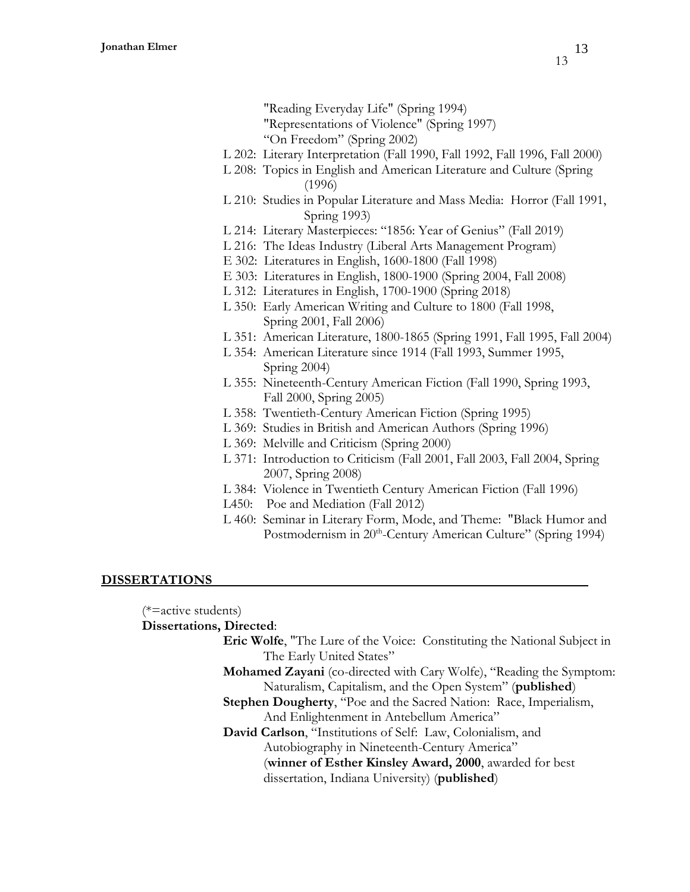"Reading Everyday Life" (Spring 1994)
"Representations of Violence" (Spring 1997)
"On Freedom" (Spring 2002)

- L 202: Literary Interpretation (Fall 1990, Fall 1992, Fall 1996, Fall 2000)
- L 208: Topics in English and American Literature and Culture (Spring (1996)
- L 210: Studies in Popular Literature and Mass Media: Horror (Fall 1991, Spring 1993)
- L 214: Literary Masterpieces: "1856: Year of Genius" (Fall 2019)
- L 216: The Ideas Industry (Liberal Arts Management Program)
- E 302: Literatures in English, 1600-1800 (Fall 1998)
- E 303: Literatures in English, 1800-1900 (Spring 2004, Fall 2008)
- L 312: Literatures in English, 1700-1900 (Spring 2018)
- L 350: Early American Writing and Culture to 1800 (Fall 1998, Spring 2001, Fall 2006)
- L 351: American Literature, 1800-1865 (Spring 1991, Fall 1995, Fall 2004)
- L 354: American Literature since 1914 (Fall 1993, Summer 1995, Spring 2004)
- L 355: Nineteenth-Century American Fiction (Fall 1990, Spring 1993, Fall 2000, Spring 2005)
- L 358: Twentieth-Century American Fiction (Spring 1995)
- L 369: Studies in British and American Authors (Spring 1996)
- L 369: Melville and Criticism (Spring 2000)
- L 371: Introduction to Criticism (Fall 2001, Fall 2003, Fall 2004, Spring 2007, Spring 2008)
- L 384: Violence in Twentieth Century American Fiction (Fall 1996)
- L450: Poe and Mediation (Fall 2012)
- L 460: Seminar in Literary Form, Mode, and Theme: "Black Humor and Postmodernism in 20th-Century American Culture" (Spring 1994)

## DISSERTATIONS

(*=active students)

**Dissertations, Directed**:

**Eric Wolfe**, "The Lure of the Voice: Constituting the National Subject in The Early United States"

**Mohamed Zayani** (co-directed with Cary Wolfe), "Reading the Symptom: Naturalism, Capitalism, and the Open System" (**published**)

**Stephen Dougherty**, "Poe and the Sacred Nation: Race, Imperialism, And Enlightenment in Antebellum America"

**David Carlson**, "Institutions of Self: Law, Colonialism, and Autobiography in Nineteenth-Century America" (**winner of Esther Kinsley Award, 2000**, awarded for best dissertation, Indiana University) (**published**)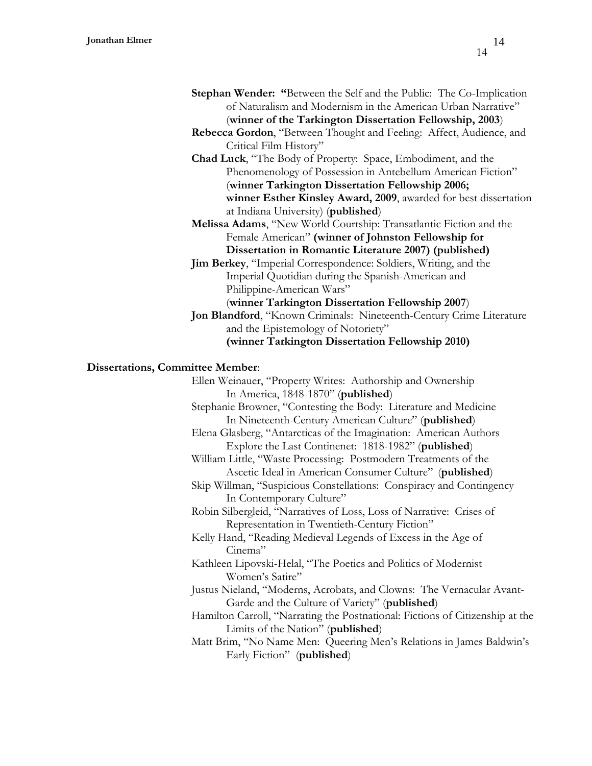**Stephan Wender:** "Between the Self and the Public: The Co-Implication of Naturalism and Modernism in the American Urban Narrative" (**winner of the Tarkington Dissertation Fellowship, 2003**)

**Rebecca Gordon**, "Between Thought and Feeling: Affect, Audience, and Critical Film History"

**Chad Luck**, "The Body of Property: Space, Embodiment, and the Phenomenology of Possession in Antebellum American Fiction" (**winner Tarkington Dissertation Fellowship 2006; winner Esther Kinsley Award, 2009**, awarded for best dissertation at Indiana University) (**published**)

**Melissa Adams**, "New World Courtship: Transatlantic Fiction and the Female American" **(winner of Johnston Fellowship for Dissertation in Romantic Literature 2007) (published)**

**Jim Berkey**, "Imperial Correspondence: Soldiers, Writing, and the Imperial Quotidian during the Spanish-American and Philippine-American Wars" (**winner Tarkington Dissertation Fellowship 2007**)

**Jon Blandford**, "Known Criminals: Nineteenth-Century Crime Literature and the Epistemology of Notoriety" **(winner Tarkington Dissertation Fellowship 2010)**

**Dissertations, Committee Member**:

Ellen Weinauer, "Property Writes: Authorship and Ownership In America, 1848-1870" (**published**)

Stephanie Browner, "Contesting the Body: Literature and Medicine In Nineteenth-Century American Culture" (**published**)

Elena Glasberg, "Antarcticas of the Imagination: American Authors Explore the Last Continenet: 1818-1982" (**published**)

William Little, "Waste Processing: Postmodern Treatments of the Ascetic Ideal in American Consumer Culture" (**published**)

Skip Willman, "Suspicious Constellations: Conspiracy and Contingency In Contemporary Culture"

Robin Silbergleid, "Narratives of Loss, Loss of Narrative: Crises of Representation in Twentieth-Century Fiction"

Kelly Hand, "Reading Medieval Legends of Excess in the Age of Cinema"

Kathleen Lipovski-Helal, "The Poetics and Politics of Modernist Women's Satire"

Justus Nieland, "Moderns, Acrobats, and Clowns: The Vernacular Avant-Garde and the Culture of Variety" (**published**)

Hamilton Carroll, "Narrating the Postnational: Fictions of Citizenship at the Limits of the Nation" (**published**)

Matt Brim, "No Name Men: Queering Men's Relations in James Baldwin's Early Fiction" (**published**)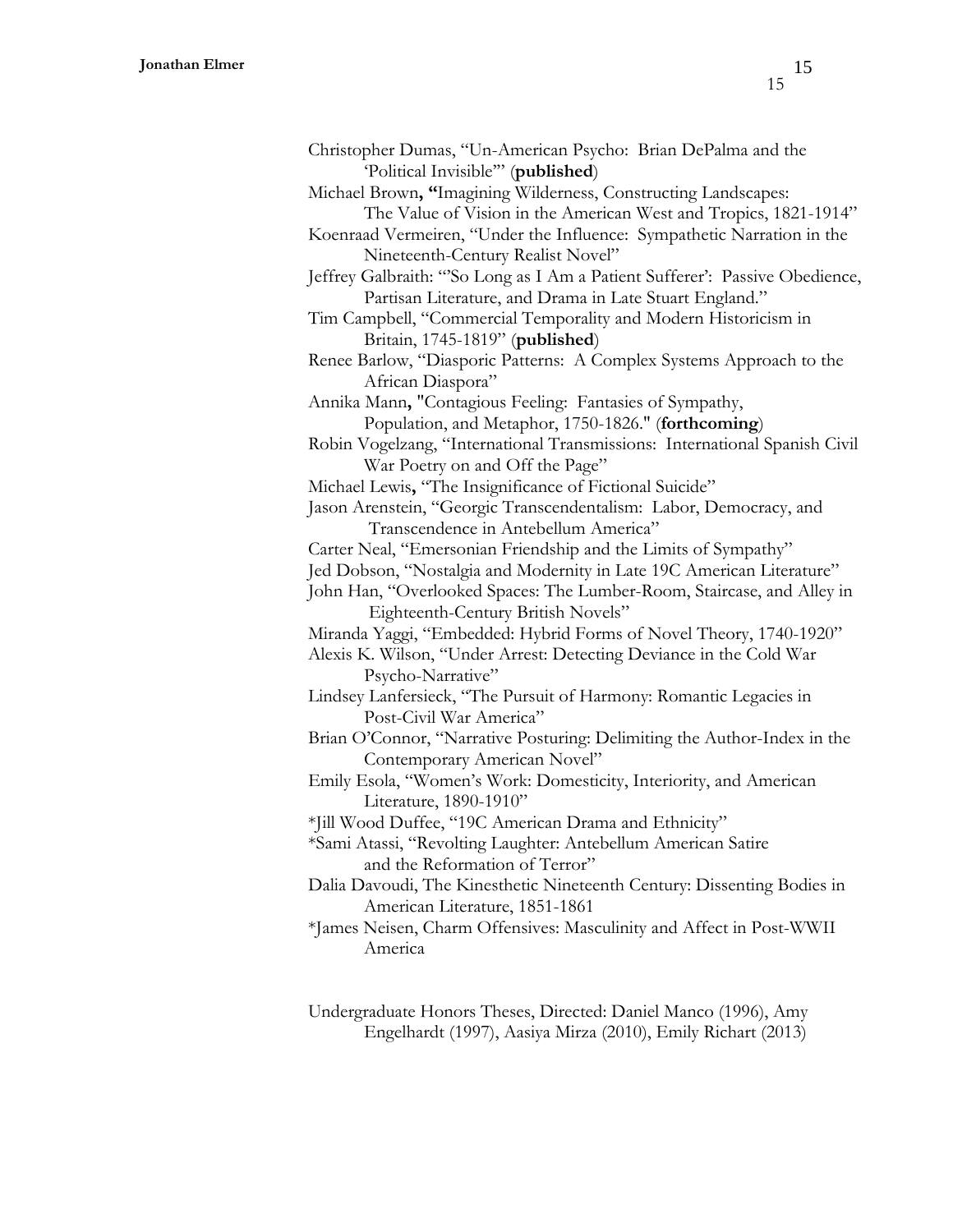Christopher Dumas, "Un-American Psycho: Brian DePalma and the 'Political Invisible'" (**published**)

Michael Brown**, "**Imagining Wilderness, Constructing Landscapes: The Value of Vision in the American West and Tropics, 1821-1914"

Koenraad Vermeiren, "Under the Influence: Sympathetic Narration in the Nineteenth-Century Realist Novel"

Jeffrey Galbraith: "'So Long as I Am a Patient Sufferer': Passive Obedience, Partisan Literature, and Drama in Late Stuart England."

Tim Campbell, "Commercial Temporality and Modern Historicism in Britain, 1745-1819" (**published**)

Renee Barlow, "Diasporic Patterns: A Complex Systems Approach to the African Diaspora"

Annika Mann**,** "Contagious Feeling: Fantasies of Sympathy, Population, and Metaphor, 1750-1826." (**forthcoming**)

Robin Vogelzang, "International Transmissions: International Spanish Civil War Poetry on and Off the Page"

Michael Lewis**,** "The Insignificance of Fictional Suicide"

Jason Arenstein, "Georgic Transcendentalism: Labor, Democracy, and Transcendence in Antebellum America"

Carter Neal, "Emersonian Friendship and the Limits of Sympathy"

Jed Dobson, "Nostalgia and Modernity in Late 19C American Literature"

John Han, "Overlooked Spaces: The Lumber-Room, Staircase, and Alley in Eighteenth-Century British Novels"

Miranda Yaggi, "Embedded: Hybrid Forms of Novel Theory, 1740-1920"

Alexis K. Wilson, "Under Arrest: Detecting Deviance in the Cold War Psycho-Narrative"

Lindsey Lanfersieck, "The Pursuit of Harmony: Romantic Legacies in Post-Civil War America"

Brian O'Connor, "Narrative Posturing: Delimiting the Author-Index in the Contemporary American Novel"

Emily Esola, "Women's Work: Domesticity, Interiority, and American Literature, 1890-1910"

*Jill Wood Duffee, "19C American Drama and Ethnicity"

*Sami Atassi, "Revolting Laughter: Antebellum American Satire and the Reformation of Terror"

Dalia Davoudi, The Kinesthetic Nineteenth Century: Dissenting Bodies in American Literature, 1851-1861

*James Neisen, Charm Offensives: Masculinity and Affect in Post-WWII America

Undergraduate Honors Theses, Directed: Daniel Manco (1996), Amy Engelhardt (1997), Aasiya Mirza (2010), Emily Richart (2013)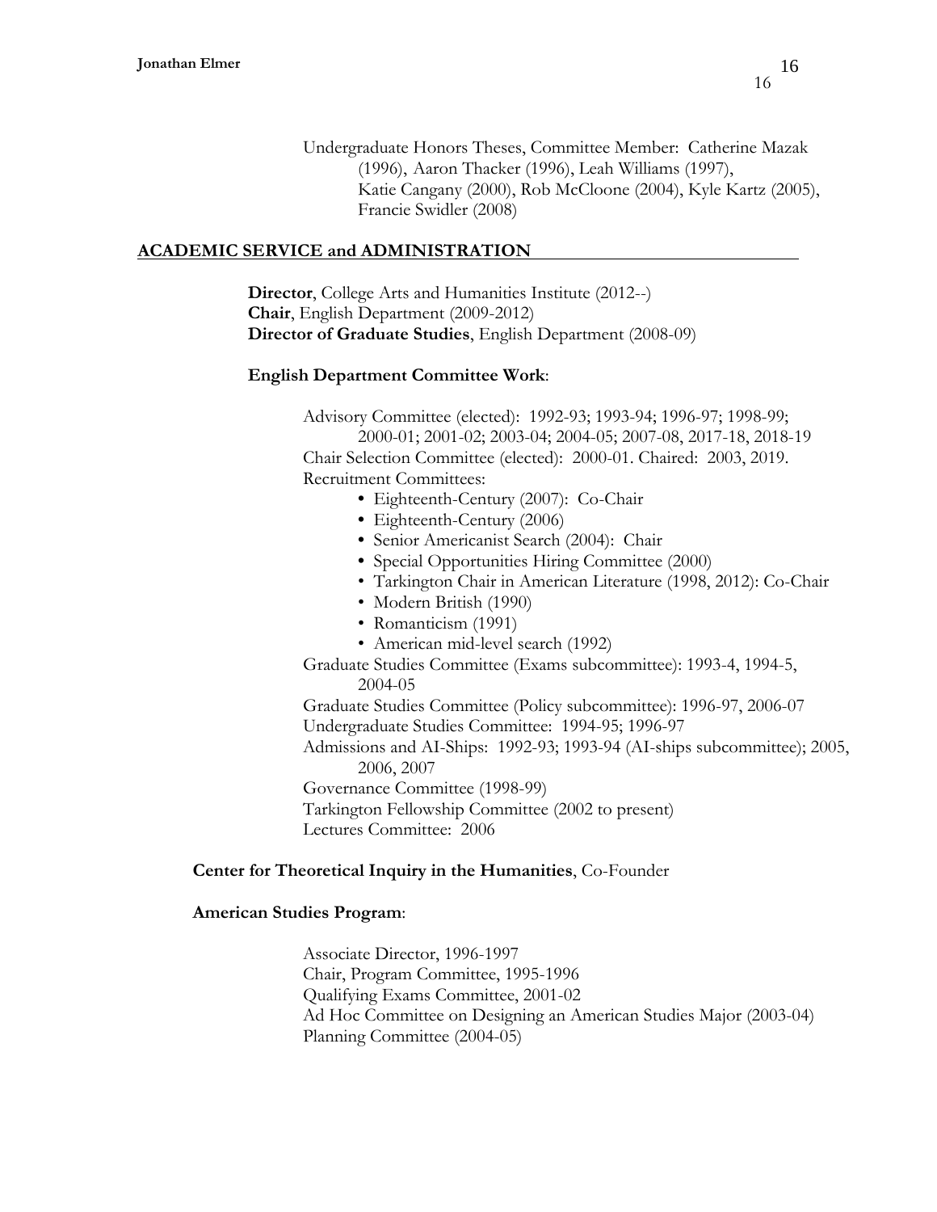Undergraduate Honors Theses, Committee Member: Catherine Mazak (1996), Aaron Thacker (1996), Leah Williams (1997), Katie Cangany (2000), Rob McCloone (2004), Kyle Kartz (2005), Francie Swidler (2008)

## ACADEMIC SERVICE and ADMINISTRATION

**Director**, College Arts and Humanities Institute (2012--)
**Chair**, English Department (2009-2012)
**Director of Graduate Studies**, English Department (2008-09)

**English Department Committee Work**:

Advisory Committee (elected): 1992-93; 1993-94; 1996-97; 1998-99; 2000-01; 2001-02; 2003-04; 2004-05; 2007-08, 2017-18, 2018-19
Chair Selection Committee (elected): 2000-01. Chaired: 2003, 2019.
Recruitment Committees:

- Eighteenth-Century (2007): Co-Chair
- Eighteenth-Century (2006)
- Senior Americanist Search (2004): Chair
- Special Opportunities Hiring Committee (2000)
- Tarkington Chair in American Literature (1998, 2012): Co-Chair
- Modern British (1990)
- Romanticism (1991)
- American mid-level search (1992)

Graduate Studies Committee (Exams subcommittee): 1993-4, 1994-5, 2004-05
Graduate Studies Committee (Policy subcommittee): 1996-97, 2006-07
Undergraduate Studies Committee: 1994-95; 1996-97
Admissions and AI-Ships: 1992-93; 1993-94 (AI-ships subcommittee); 2005, 2006, 2007
Governance Committee (1998-99)
Tarkington Fellowship Committee (2002 to present)
Lectures Committee: 2006

**Center for Theoretical Inquiry in the Humanities**, Co-Founder

**American Studies Program**:

Associate Director, 1996-1997
Chair, Program Committee, 1995-1996
Qualifying Exams Committee, 2001-02
Ad Hoc Committee on Designing an American Studies Major (2003-04)
Planning Committee (2004-05)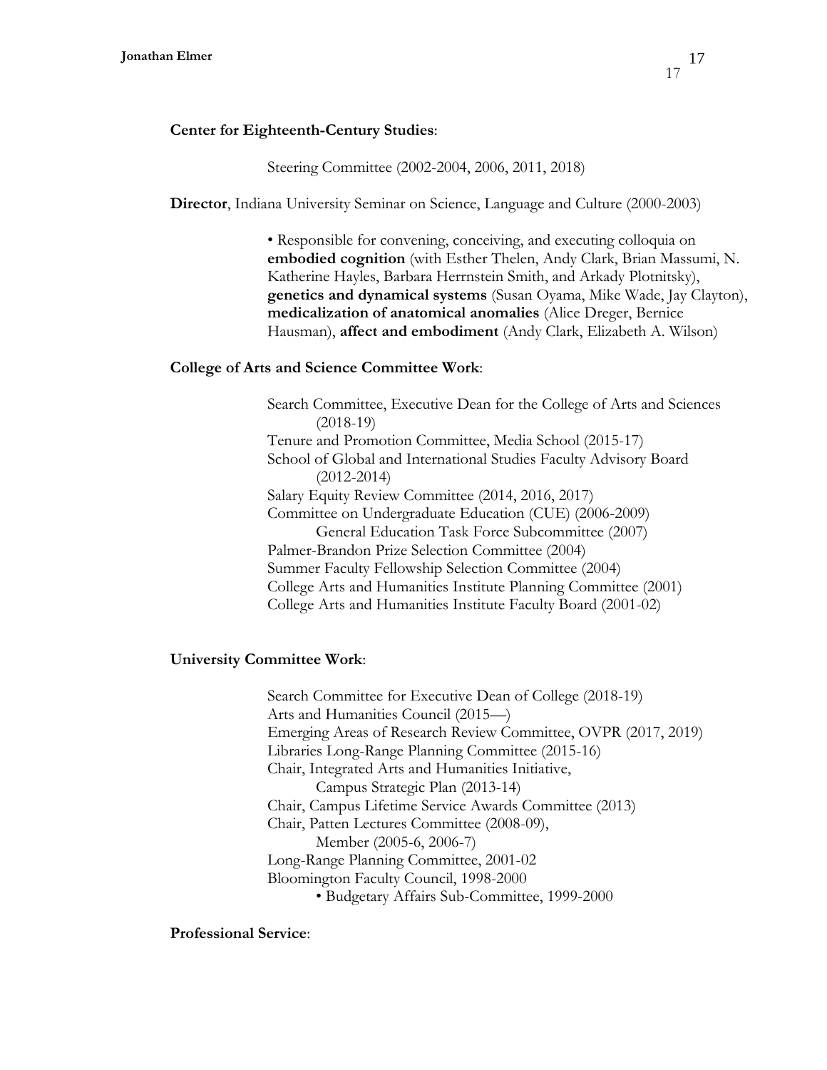**Center for Eighteenth-Century Studies**:

Steering Committee (2002-2004, 2006, 2011, 2018)

**Director**, Indiana University Seminar on Science, Language and Culture (2000-2003)

- Responsible for convening, conceiving, and executing colloquia on **embodied cognition** (with Esther Thelen, Andy Clark, Brian Massumi, N. Katherine Hayles, Barbara Herrnstein Smith, and Arkady Plotnitsky), **genetics and dynamical systems** (Susan Oyama, Mike Wade, Jay Clayton), **medicalization of anatomical anomalies** (Alice Dreger, Bernice Hausman), **affect and embodiment** (Andy Clark, Elizabeth A. Wilson)

**College of Arts and Science Committee Work**:

Search Committee, Executive Dean for the College of Arts and Sciences (2018-19)
Tenure and Promotion Committee, Media School (2015-17)
School of Global and International Studies Faculty Advisory Board (2012-2014)
Salary Equity Review Committee (2014, 2016, 2017)
Committee on Undergraduate Education (CUE) (2006-2009)
    General Education Task Force Subcommittee (2007)
Palmer-Brandon Prize Selection Committee (2004)
Summer Faculty Fellowship Selection Committee (2004)
College Arts and Humanities Institute Planning Committee (2001)
College Arts and Humanities Institute Faculty Board (2001-02)

**University Committee Work**:

Search Committee for Executive Dean of College (2018-19)
Arts and Humanities Council (2015—)
Emerging Areas of Research Review Committee, OVPR (2017, 2019)
Libraries Long-Range Planning Committee (2015-16)
Chair, Integrated Arts and Humanities Initiative,
    Campus Strategic Plan (2013-14)
Chair, Campus Lifetime Service Awards Committee (2013)
Chair, Patten Lectures Committee (2008-09),
    Member (2005-6, 2006-7)
Long-Range Planning Committee, 2001-02
Bloomington Faculty Council, 1998-2000
    - Budgetary Affairs Sub-Committee, 1999-2000

**Professional Service**: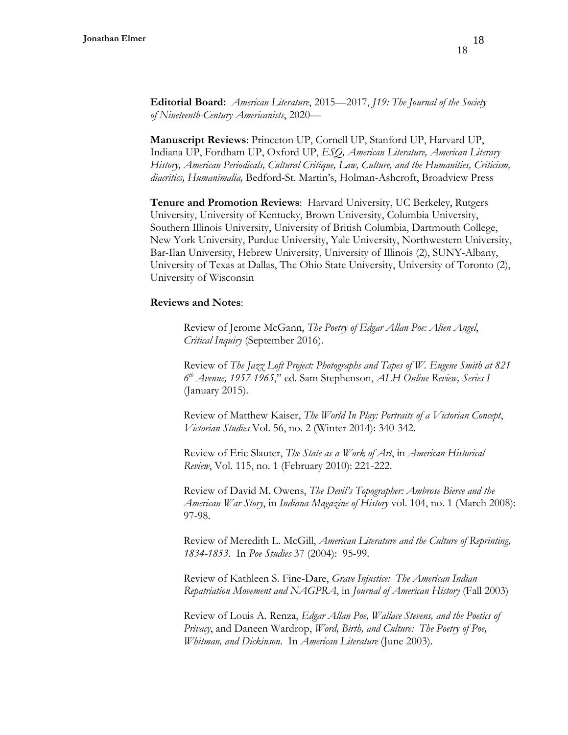**Editorial Board:** *American Literature*, 2015—2017, *J19: The Journal of the Society of Nineteenth-Century Americanists*, 2020—

**Manuscript Reviews**: Princeton UP, Cornell UP, Stanford UP, Harvard UP, Indiana UP, Fordham UP, Oxford UP, *ESQ, American Literature, American Literary History, American Periodicals, Cultural Critique, Law, Culture, and the Humanities, Criticism, diacritics, Humanimalia,* Bedford-St. Martin's, Holman-Ashcroft, Broadview Press

**Tenure and Promotion Reviews**: Harvard University, UC Berkeley, Rutgers University, University of Kentucky, Brown University, Columbia University, Southern Illinois University, University of British Columbia, Dartmouth College, New York University, Purdue University, Yale University, Northwestern University, Bar-Ilan University, Hebrew University, University of Illinois (2), SUNY-Albany, University of Texas at Dallas, The Ohio State University, University of Toronto (2), University of Wisconsin

**Reviews and Notes**:

Review of Jerome McGann, *The Poetry of Edgar Allan Poe: Alien Angel*, *Critical Inquiry* (September 2016).

Review of *The Jazz Loft Project: Photographs and Tapes of W. Eugene Smith at 821 6th Avenue, 1957-1965*," ed. Sam Stephenson, *ALH Online Review, Series I* (January 2015).

Review of Matthew Kaiser, *The World In Play: Portraits of a Victorian Concept*, *Victorian Studies* Vol. 56, no. 2 (Winter 2014): 340-342.

Review of Eric Slauter, *The State as a Work of Art*, in *American Historical Review*, Vol. 115, no. 1 (February 2010): 221-222.

Review of David M. Owens, *The Devil's Topographer: Ambrose Bierce and the American War Story*, in *Indiana Magazine of History* vol. 104, no. 1 (March 2008): 97-98.

Review of Meredith L. McGill, *American Literature and the Culture of Reprinting, 1834-1853*. In *Poe Studies* 37 (2004): 95-99.

Review of Kathleen S. Fine-Dare, *Grave Injustice: The American Indian Repatriation Movement and NAGPRA*, in *Journal of American History* (Fall 2003)

Review of Louis A. Renza, *Edgar Allan Poe, Wallace Stevens, and the Poetics of Privacy*, and Daneen Wardrop, *Word, Birth, and Culture: The Poetry of Poe, Whitman, and Dickinson*. In *American Literature* (June 2003).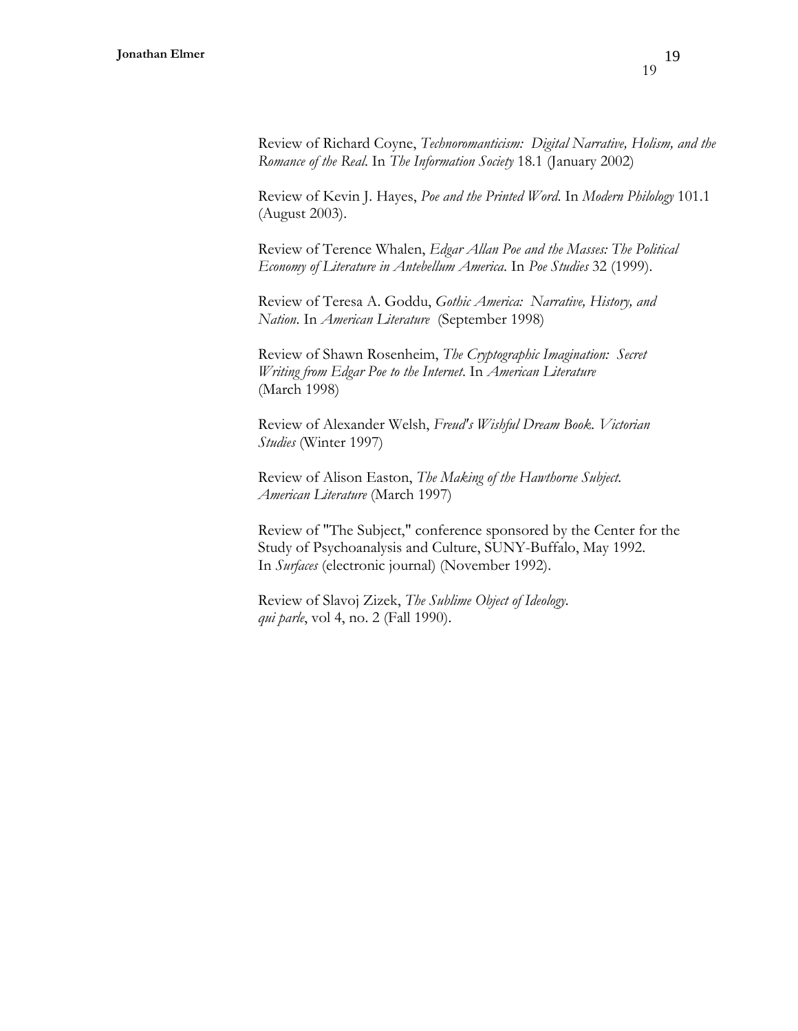Review of Richard Coyne, *Technoromanticism: Digital Narrative, Holism, and the Romance of the Real*. In *The Information Society* 18.1 (January 2002)

Review of Kevin J. Hayes, *Poe and the Printed Word*. In *Modern Philology* 101.1 (August 2003).

Review of Terence Whalen, *Edgar Allan Poe and the Masses: The Political Economy of Literature in Antebellum America*. In *Poe Studies* 32 (1999).

Review of Teresa A. Goddu, *Gothic America: Narrative, History, and Nation*. In *American Literature* (September 1998)

Review of Shawn Rosenheim, *The Cryptographic Imagination: Secret Writing from Edgar Poe to the Internet*. In *American Literature* (March 1998)

Review of Alexander Welsh, *Freud's Wishful Dream Book. Victorian Studies* (Winter 1997)

Review of Alison Easton, *The Making of the Hawthorne Subject. American Literature* (March 1997)

Review of "The Subject," conference sponsored by the Center for the Study of Psychoanalysis and Culture, SUNY-Buffalo, May 1992. In *Surfaces* (electronic journal) (November 1992).

Review of Slavoj Zizek, *The Sublime Object of Ideology*. *qui parle*, vol 4, no. 2 (Fall 1990).